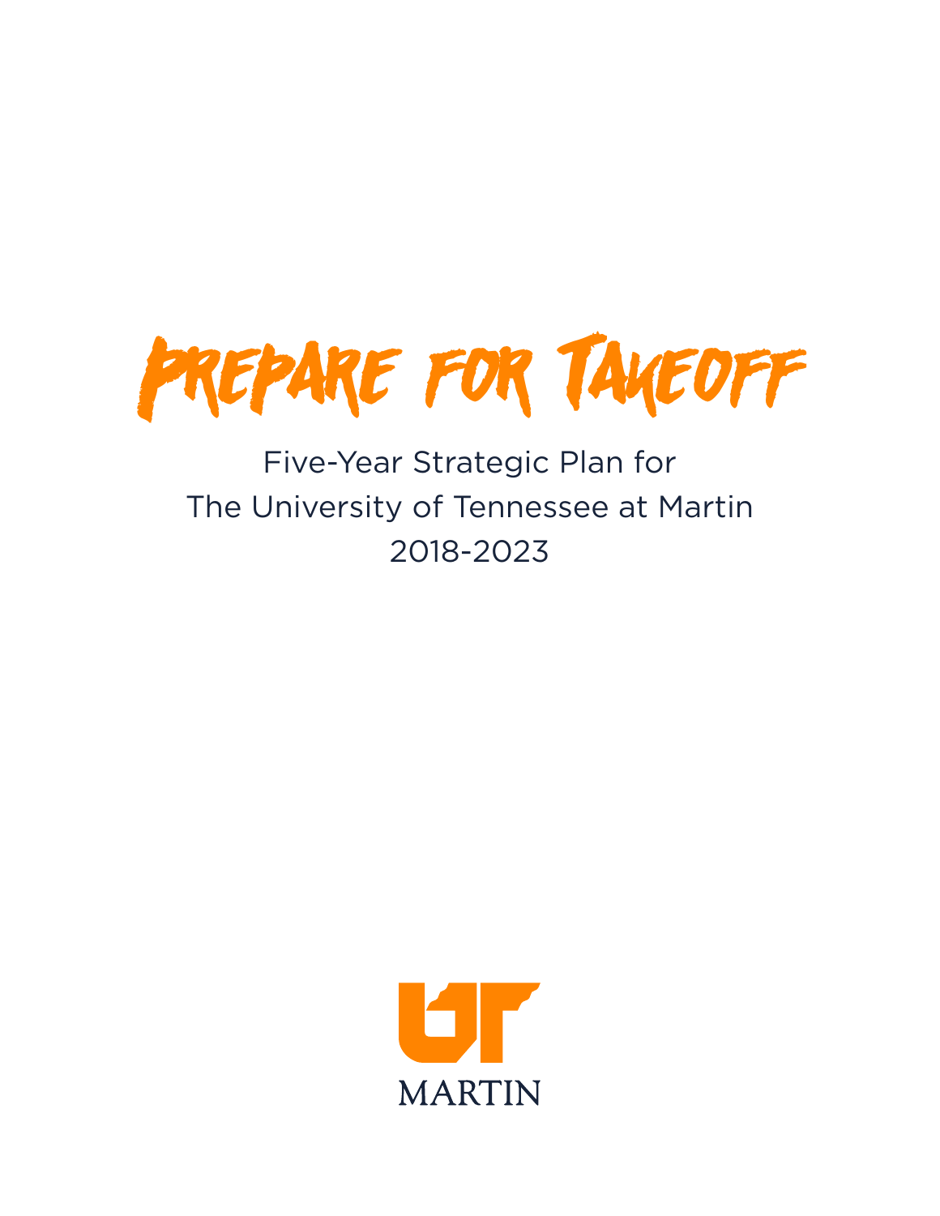# Prepare for Takeoff

Five-Year Strategic Plan for
The University of Tennessee at Martin
2018-2023

UT
MARTIN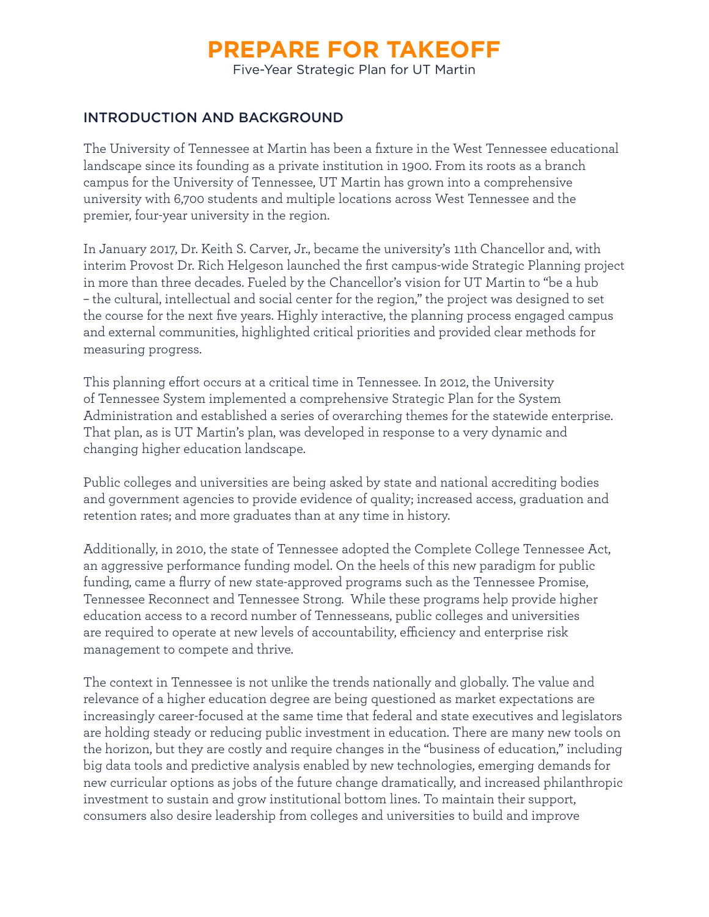# PREPARE FOR TAKEOFF

Five-Year Strategic Plan for UT Martin

## INTRODUCTION AND BACKGROUND

The University of Tennessee at Martin has been a fixture in the West Tennessee educational landscape since its founding as a private institution in 1900. From its roots as a branch campus for the University of Tennessee, UT Martin has grown into a comprehensive university with 6,700 students and multiple locations across West Tennessee and the premier, four-year university in the region.

In January 2017, Dr. Keith S. Carver, Jr., became the university's 11th Chancellor and, with interim Provost Dr. Rich Helgeson launched the first campus-wide Strategic Planning project in more than three decades. Fueled by the Chancellor's vision for UT Martin to "be a hub – the cultural, intellectual and social center for the region," the project was designed to set the course for the next five years. Highly interactive, the planning process engaged campus and external communities, highlighted critical priorities and provided clear methods for measuring progress.

This planning effort occurs at a critical time in Tennessee. In 2012, the University of Tennessee System implemented a comprehensive Strategic Plan for the System Administration and established a series of overarching themes for the statewide enterprise. That plan, as is UT Martin's plan, was developed in response to a very dynamic and changing higher education landscape.

Public colleges and universities are being asked by state and national accrediting bodies and government agencies to provide evidence of quality; increased access, graduation and retention rates; and more graduates than at any time in history.

Additionally, in 2010, the state of Tennessee adopted the Complete College Tennessee Act, an aggressive performance funding model. On the heels of this new paradigm for public funding, came a flurry of new state-approved programs such as the Tennessee Promise, Tennessee Reconnect and Tennessee Strong. While these programs help provide higher education access to a record number of Tennesseans, public colleges and universities are required to operate at new levels of accountability, efficiency and enterprise risk management to compete and thrive.

The context in Tennessee is not unlike the trends nationally and globally. The value and relevance of a higher education degree are being questioned as market expectations are increasingly career-focused at the same time that federal and state executives and legislators are holding steady or reducing public investment in education. There are many new tools on the horizon, but they are costly and require changes in the "business of education," including big data tools and predictive analysis enabled by new technologies, emerging demands for new curricular options as jobs of the future change dramatically, and increased philanthropic investment to sustain and grow institutional bottom lines. To maintain their support, consumers also desire leadership from colleges and universities to build and improve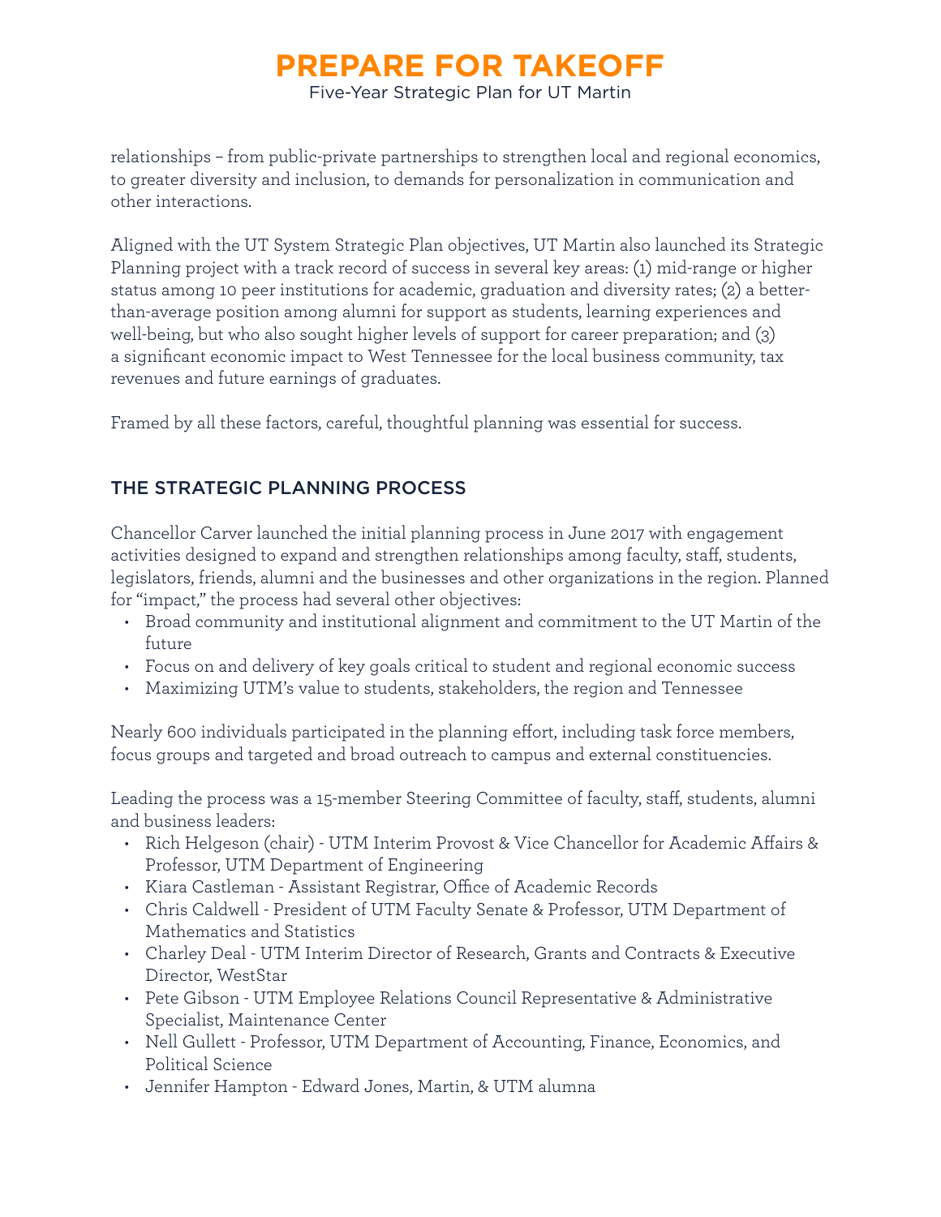relationships – from public-private partnerships to strengthen local and regional economics, to greater diversity and inclusion, to demands for personalization in communication and other interactions.

Aligned with the UT System Strategic Plan objectives, UT Martin also launched its Strategic Planning project with a track record of success in several key areas: (1) mid-range or higher status among 10 peer institutions for academic, graduation and diversity rates; (2) a better-than-average position among alumni for support as students, learning experiences and well-being, but who also sought higher levels of support for career preparation; and (3) a significant economic impact to West Tennessee for the local business community, tax revenues and future earnings of graduates.

Framed by all these factors, careful, thoughtful planning was essential for success.

## THE STRATEGIC PLANNING PROCESS

Chancellor Carver launched the initial planning process in June 2017 with engagement activities designed to expand and strengthen relationships among faculty, staff, students, legislators, friends, alumni and the businesses and other organizations in the region. Planned for "impact," the process had several other objectives:

- Broad community and institutional alignment and commitment to the UT Martin of the future
- Focus on and delivery of key goals critical to student and regional economic success
- Maximizing UTM's value to students, stakeholders, the region and Tennessee

Nearly 600 individuals participated in the planning effort, including task force members, focus groups and targeted and broad outreach to campus and external constituencies.

Leading the process was a 15-member Steering Committee of faculty, staff, students, alumni and business leaders:

- Rich Helgeson (chair) - UTM Interim Provost & Vice Chancellor for Academic Affairs & Professor, UTM Department of Engineering
- Kiara Castleman - Assistant Registrar, Office of Academic Records
- Chris Caldwell - President of UTM Faculty Senate & Professor, UTM Department of Mathematics and Statistics
- Charley Deal - UTM Interim Director of Research, Grants and Contracts & Executive Director, WestStar
- Pete Gibson - UTM Employee Relations Council Representative & Administrative Specialist, Maintenance Center
- Nell Gullett - Professor, UTM Department of Accounting, Finance, Economics, and Political Science
- Jennifer Hampton - Edward Jones, Martin, & UTM alumna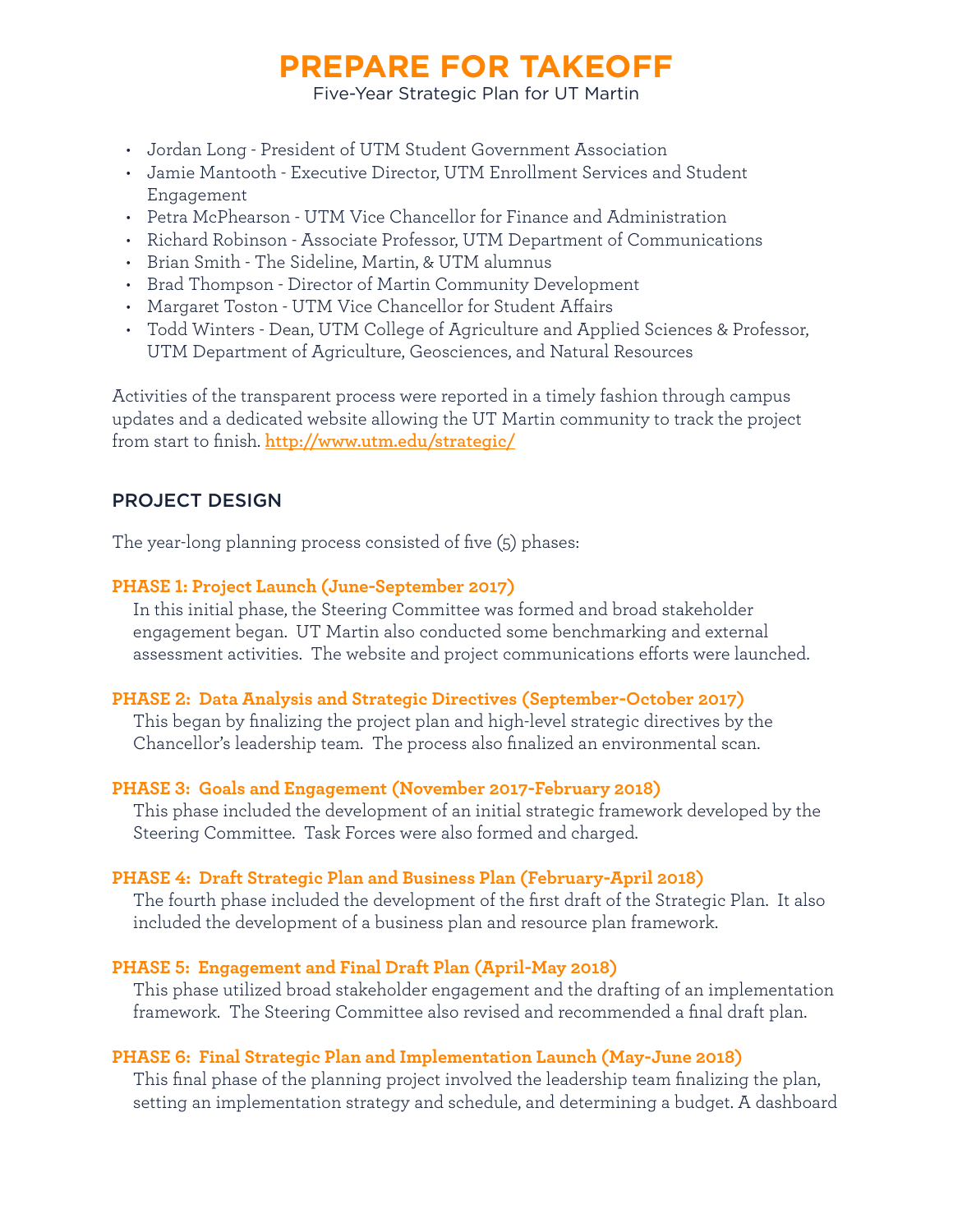# PREPARE FOR TAKEOFF

Five-Year Strategic Plan for UT Martin

- Jordan Long - President of UTM Student Government Association
- Jamie Mantooth - Executive Director, UTM Enrollment Services and Student Engagement
- Petra McPhearson - UTM Vice Chancellor for Finance and Administration
- Richard Robinson - Associate Professor, UTM Department of Communications
- Brian Smith - The Sideline, Martin, & UTM alumnus
- Brad Thompson - Director of Martin Community Development
- Margaret Toston - UTM Vice Chancellor for Student Affairs
- Todd Winters - Dean, UTM College of Agriculture and Applied Sciences & Professor, UTM Department of Agriculture, Geosciences, and Natural Resources

Activities of the transparent process were reported in a timely fashion through campus updates and a dedicated website allowing the UT Martin community to track the project from start to finish. http://www.utm.edu/strategic/

## PROJECT DESIGN

The year-long planning process consisted of five (5) phases:

### PHASE 1: Project Launch (June-September 2017)

In this initial phase, the Steering Committee was formed and broad stakeholder engagement began. UT Martin also conducted some benchmarking and external assessment activities. The website and project communications efforts were launched.

### PHASE 2: Data Analysis and Strategic Directives (September-October 2017)

This began by finalizing the project plan and high-level strategic directives by the Chancellor's leadership team. The process also finalized an environmental scan.

### PHASE 3: Goals and Engagement (November 2017-February 2018)

This phase included the development of an initial strategic framework developed by the Steering Committee. Task Forces were also formed and charged.

### PHASE 4: Draft Strategic Plan and Business Plan (February-April 2018)

The fourth phase included the development of the first draft of the Strategic Plan. It also included the development of a business plan and resource plan framework.

### PHASE 5: Engagement and Final Draft Plan (April-May 2018)

This phase utilized broad stakeholder engagement and the drafting of an implementation framework. The Steering Committee also revised and recommended a final draft plan.

### PHASE 6: Final Strategic Plan and Implementation Launch (May-June 2018)

This final phase of the planning project involved the leadership team finalizing the plan, setting an implementation strategy and schedule, and determining a budget. A dashboard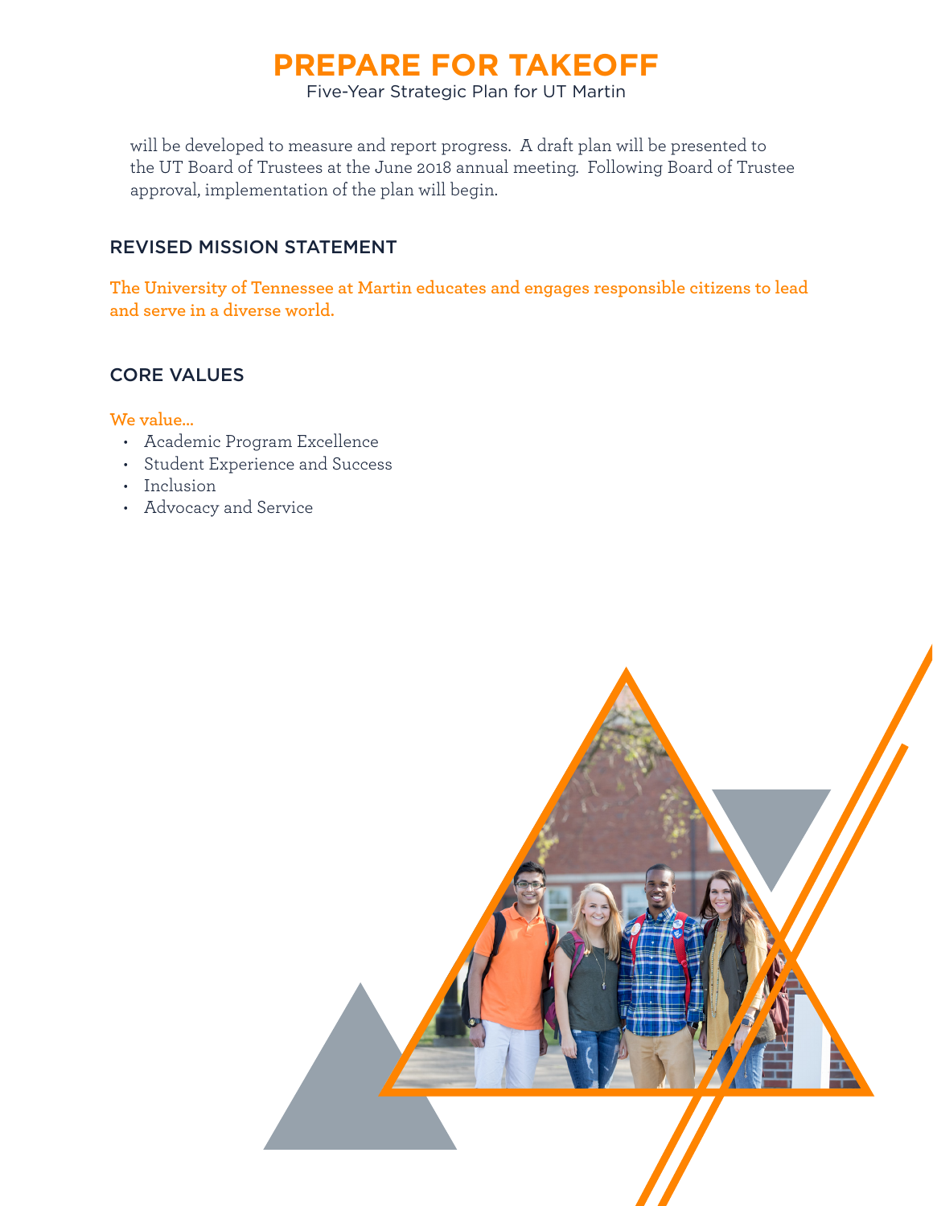will be developed to measure and report progress. A draft plan will be presented to the UT Board of Trustees at the June 2018 annual meeting. Following Board of Trustee approval, implementation of the plan will begin.

## REVISED MISSION STATEMENT

**The University of Tennessee at Martin educates and engages responsible citizens to lead and serve in a diverse world.**

## CORE VALUES

**We value...**

- Academic Program Excellence
- Student Experience and Success
- Inclusion
- Advocacy and Service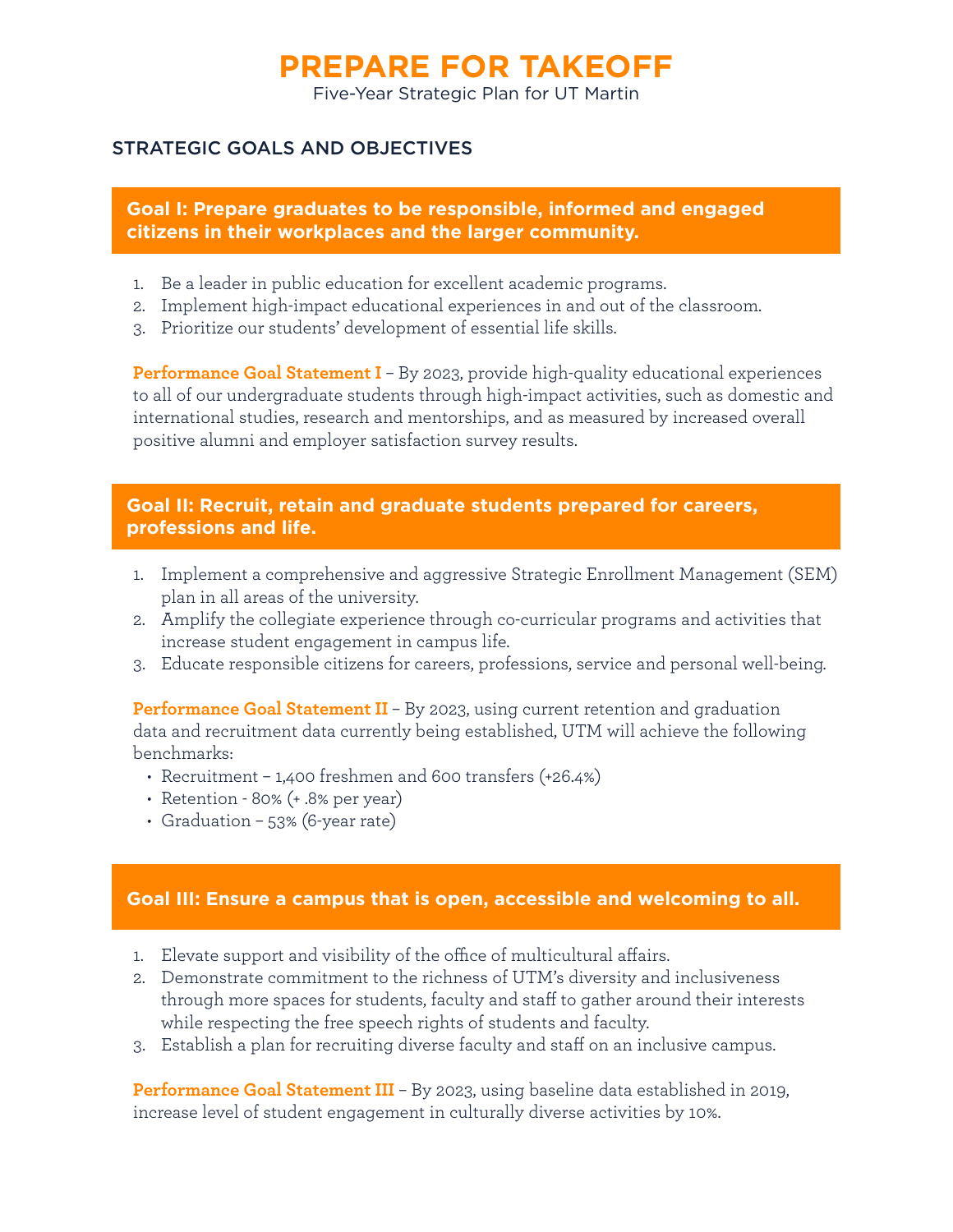# PREPARE FOR TAKEOFF

Five-Year Strategic Plan for UT Martin

## STRATEGIC GOALS AND OBJECTIVES

### Goal I: Prepare graduates to be responsible, informed and engaged citizens in their workplaces and the larger community.

1. Be a leader in public education for excellent academic programs.
2. Implement high-impact educational experiences in and out of the classroom.
3. Prioritize our students' development of essential life skills.

**Performance Goal Statement I** – By 2023, provide high-quality educational experiences to all of our undergraduate students through high-impact activities, such as domestic and international studies, research and mentorships, and as measured by increased overall positive alumni and employer satisfaction survey results.

### Goal II: Recruit, retain and graduate students prepared for careers, professions and life.

1. Implement a comprehensive and aggressive Strategic Enrollment Management (SEM) plan in all areas of the university.
2. Amplify the collegiate experience through co-curricular programs and activities that increase student engagement in campus life.
3. Educate responsible citizens for careers, professions, service and personal well-being.

**Performance Goal Statement II** – By 2023, using current retention and graduation data and recruitment data currently being established, UTM will achieve the following benchmarks:

- Recruitment – 1,400 freshmen and 600 transfers (+26.4%)
- Retention - 80% (+ .8% per year)
- Graduation – 53% (6-year rate)

### Goal III: Ensure a campus that is open, accessible and welcoming to all.

1. Elevate support and visibility of the office of multicultural affairs.
2. Demonstrate commitment to the richness of UTM's diversity and inclusiveness through more spaces for students, faculty and staff to gather around their interests while respecting the free speech rights of students and faculty.
3. Establish a plan for recruiting diverse faculty and staff on an inclusive campus.

**Performance Goal Statement III** – By 2023, using baseline data established in 2019, increase level of student engagement in culturally diverse activities by 10%.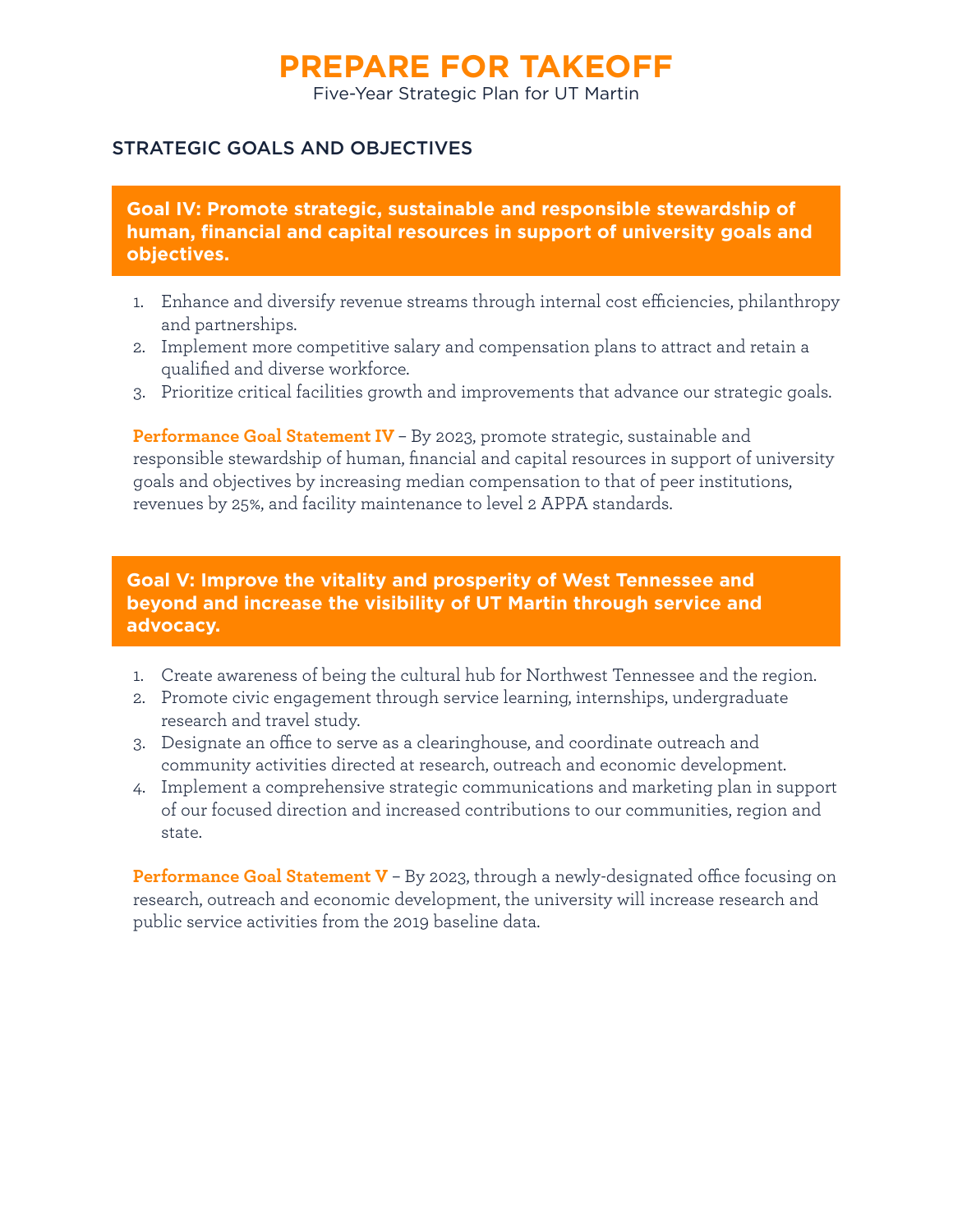# PREPARE FOR TAKEOFF

Five-Year Strategic Plan for UT Martin

## STRATEGIC GOALS AND OBJECTIVES

### Goal IV: Promote strategic, sustainable and responsible stewardship of human, financial and capital resources in support of university goals and objectives.

1. Enhance and diversify revenue streams through internal cost efficiencies, philanthropy and partnerships.
2. Implement more competitive salary and compensation plans to attract and retain a qualified and diverse workforce.
3. Prioritize critical facilities growth and improvements that advance our strategic goals.

**Performance Goal Statement IV** – By 2023, promote strategic, sustainable and responsible stewardship of human, financial and capital resources in support of university goals and objectives by increasing median compensation to that of peer institutions, revenues by 25%, and facility maintenance to level 2 APPA standards.

### Goal V: Improve the vitality and prosperity of West Tennessee and beyond and increase the visibility of UT Martin through service and advocacy.

1. Create awareness of being the cultural hub for Northwest Tennessee and the region.
2. Promote civic engagement through service learning, internships, undergraduate research and travel study.
3. Designate an office to serve as a clearinghouse, and coordinate outreach and community activities directed at research, outreach and economic development.
4. Implement a comprehensive strategic communications and marketing plan in support of our focused direction and increased contributions to our communities, region and state.

**Performance Goal Statement V** – By 2023, through a newly-designated office focusing on research, outreach and economic development, the university will increase research and public service activities from the 2019 baseline data.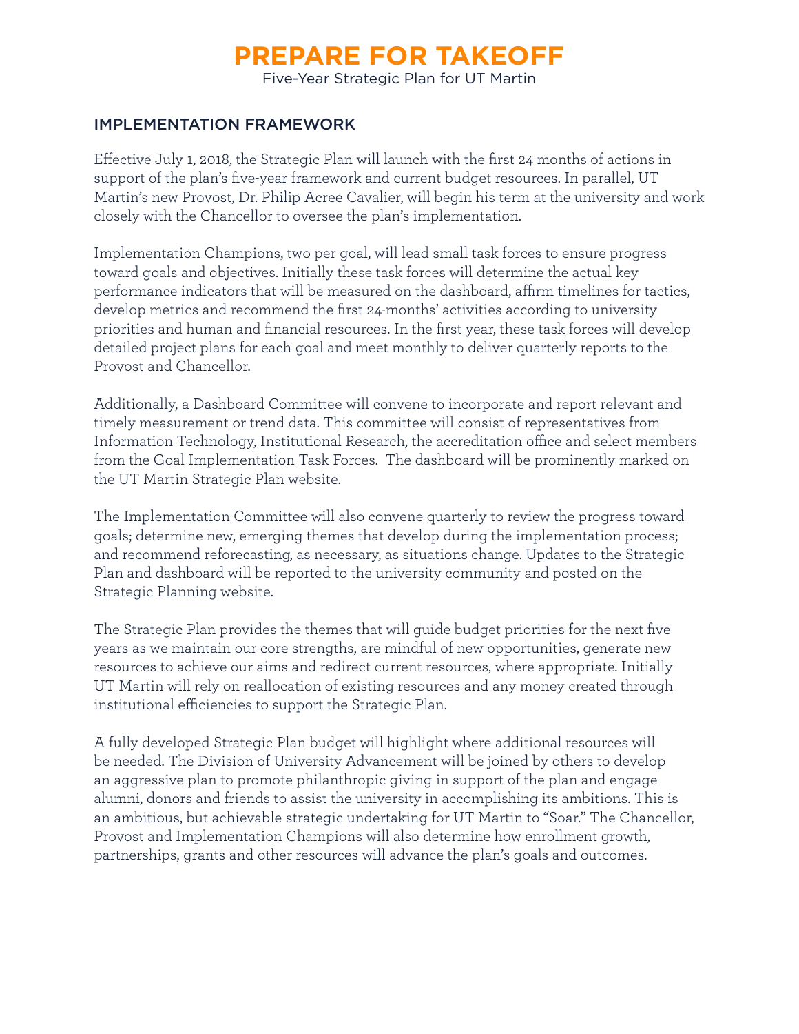# PREPARE FOR TAKEOFF

Five-Year Strategic Plan for UT Martin

## IMPLEMENTATION FRAMEWORK

Effective July 1, 2018, the Strategic Plan will launch with the first 24 months of actions in support of the plan's five-year framework and current budget resources. In parallel, UT Martin's new Provost, Dr. Philip Acree Cavalier, will begin his term at the university and work closely with the Chancellor to oversee the plan's implementation.

Implementation Champions, two per goal, will lead small task forces to ensure progress toward goals and objectives. Initially these task forces will determine the actual key performance indicators that will be measured on the dashboard, affirm timelines for tactics, develop metrics and recommend the first 24-months' activities according to university priorities and human and financial resources. In the first year, these task forces will develop detailed project plans for each goal and meet monthly to deliver quarterly reports to the Provost and Chancellor.

Additionally, a Dashboard Committee will convene to incorporate and report relevant and timely measurement or trend data. This committee will consist of representatives from Information Technology, Institutional Research, the accreditation office and select members from the Goal Implementation Task Forces. The dashboard will be prominently marked on the UT Martin Strategic Plan website.

The Implementation Committee will also convene quarterly to review the progress toward goals; determine new, emerging themes that develop during the implementation process; and recommend reforecasting, as necessary, as situations change. Updates to the Strategic Plan and dashboard will be reported to the university community and posted on the Strategic Planning website.

The Strategic Plan provides the themes that will guide budget priorities for the next five years as we maintain our core strengths, are mindful of new opportunities, generate new resources to achieve our aims and redirect current resources, where appropriate. Initially UT Martin will rely on reallocation of existing resources and any money created through institutional efficiencies to support the Strategic Plan.

A fully developed Strategic Plan budget will highlight where additional resources will be needed. The Division of University Advancement will be joined by others to develop an aggressive plan to promote philanthropic giving in support of the plan and engage alumni, donors and friends to assist the university in accomplishing its ambitions. This is an ambitious, but achievable strategic undertaking for UT Martin to "Soar." The Chancellor, Provost and Implementation Champions will also determine how enrollment growth, partnerships, grants and other resources will advance the plan's goals and outcomes.